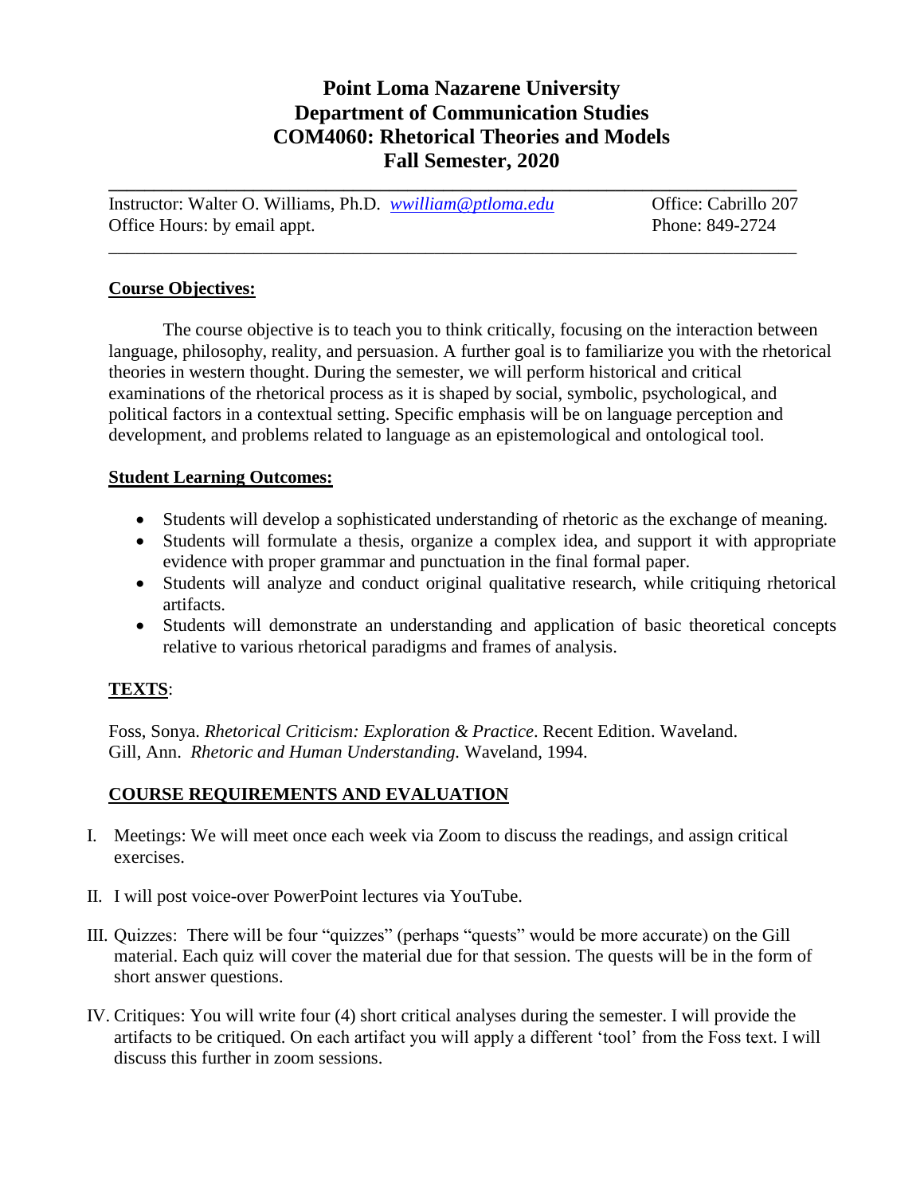# Point Loma Nazarene University
# Department of Communication Studies
# COM4060: Rhetorical Theories and Models
# Fall Semester, 2020

---

Instructor: Walter O. Williams, Ph.D. [wwilliam@ptloma.edu](mailto:wwilliam@ptloma.edu) Office: Cabrillo 207
Office Hours: by email appt. Phone: 849-2724

---

## Course Objectives:

The course objective is to teach you to think critically, focusing on the interaction between language, philosophy, reality, and persuasion. A further goal is to familiarize you with the rhetorical theories in western thought. During the semester, we will perform historical and critical examinations of the rhetorical process as it is shaped by social, symbolic, psychological, and political factors in a contextual setting. Specific emphasis will be on language perception and development, and problems related to language as an epistemological and ontological tool.

## Student Learning Outcomes:

- Students will develop a sophisticated understanding of rhetoric as the exchange of meaning.
- Students will formulate a thesis, organize a complex idea, and support it with appropriate evidence with proper grammar and punctuation in the final formal paper.
- Students will analyze and conduct original qualitative research, while critiquing rhetorical artifacts.
- Students will demonstrate an understanding and application of basic theoretical concepts relative to various rhetorical paradigms and frames of analysis.

## TEXTS:

Foss, Sonya. *Rhetorical Criticism: Exploration & Practice*. Recent Edition. Waveland.
Gill, Ann. *Rhetoric and Human Understanding.* Waveland, 1994.

## COURSE REQUIREMENTS AND EVALUATION

I. Meetings: We will meet once each week via Zoom to discuss the readings, and assign critical exercises.

II. I will post voice-over PowerPoint lectures via YouTube.

III. Quizzes: There will be four "quizzes" (perhaps "quests" would be more accurate) on the Gill material. Each quiz will cover the material due for that session. The quests will be in the form of short answer questions.

IV. Critiques: You will write four (4) short critical analyses during the semester. I will provide the artifacts to be critiqued. On each artifact you will apply a different 'tool' from the Foss text. I will discuss this further in zoom sessions.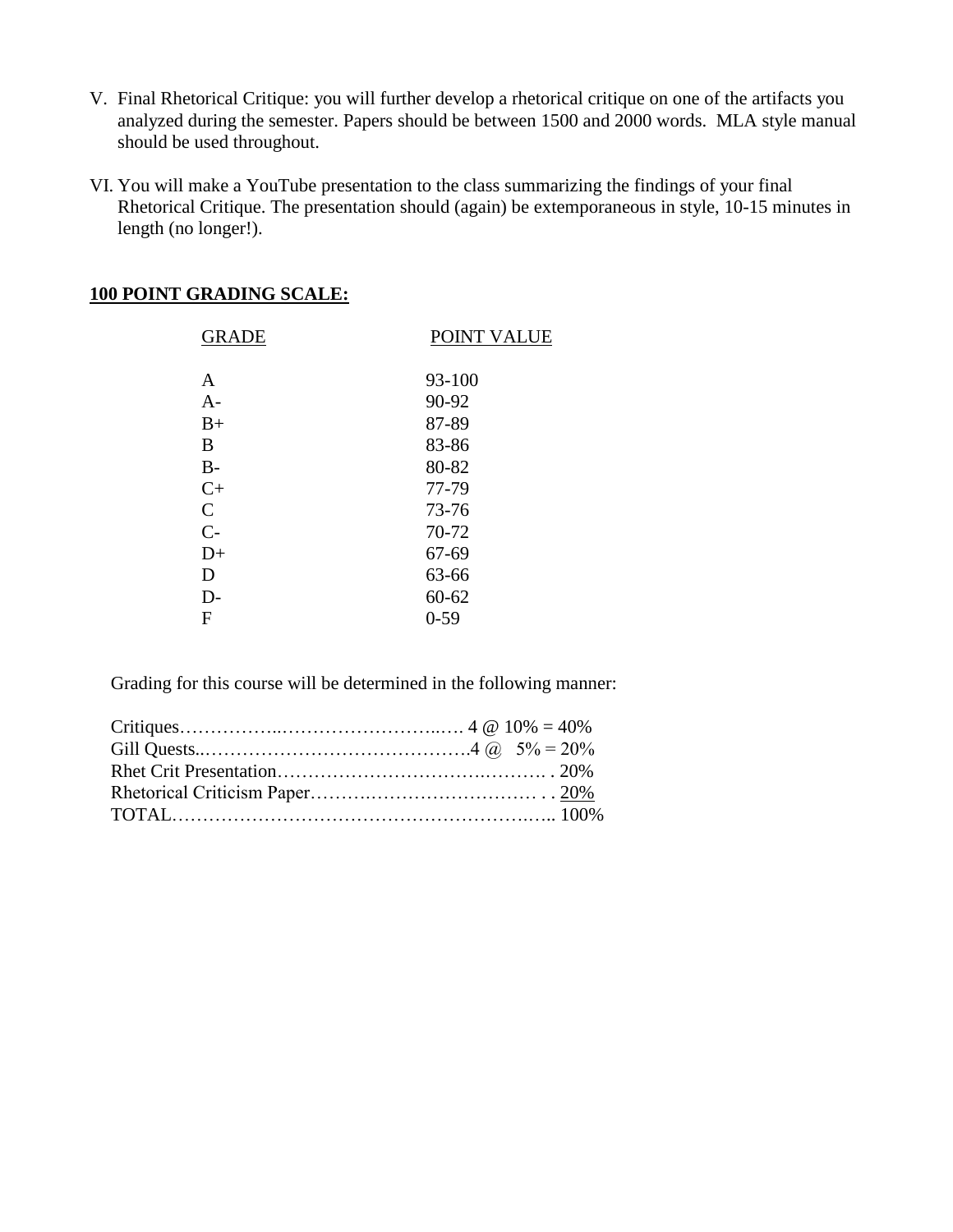V. Final Rhetorical Critique: you will further develop a rhetorical critique on one of the artifacts you analyzed during the semester. Papers should be between 1500 and 2000 words. MLA style manual should be used throughout.

VI. You will make a YouTube presentation to the class summarizing the findings of your final Rhetorical Critique. The presentation should (again) be extemporaneous in style, 10-15 minutes in length (no longer!).

**100 POINT GRADING SCALE:**

| GRADE | POINT VALUE |
|---|---|
| A | 93-100 |
| A- | 90-92 |
| B+ | 87-89 |
| B | 83-86 |
| B- | 80-82 |
| C+ | 77-79 |
| C | 73-76 |
| C- | 70-72 |
| D+ | 67-69 |
| D | 63-66 |
| D- | 60-62 |
| F | 0-59 |

Grading for this course will be determined in the following manner:

Critiques……………..………………………..…. 4 @ 10% = 40%
Gill Quests..…………………………………….4 @ 5% = 20%
Rhet Crit Presentation……………………………….………. . 20%
Rhetorical Criticism Paper…………………………………. . 20%
TOTAL……………………………………………………….….. 100%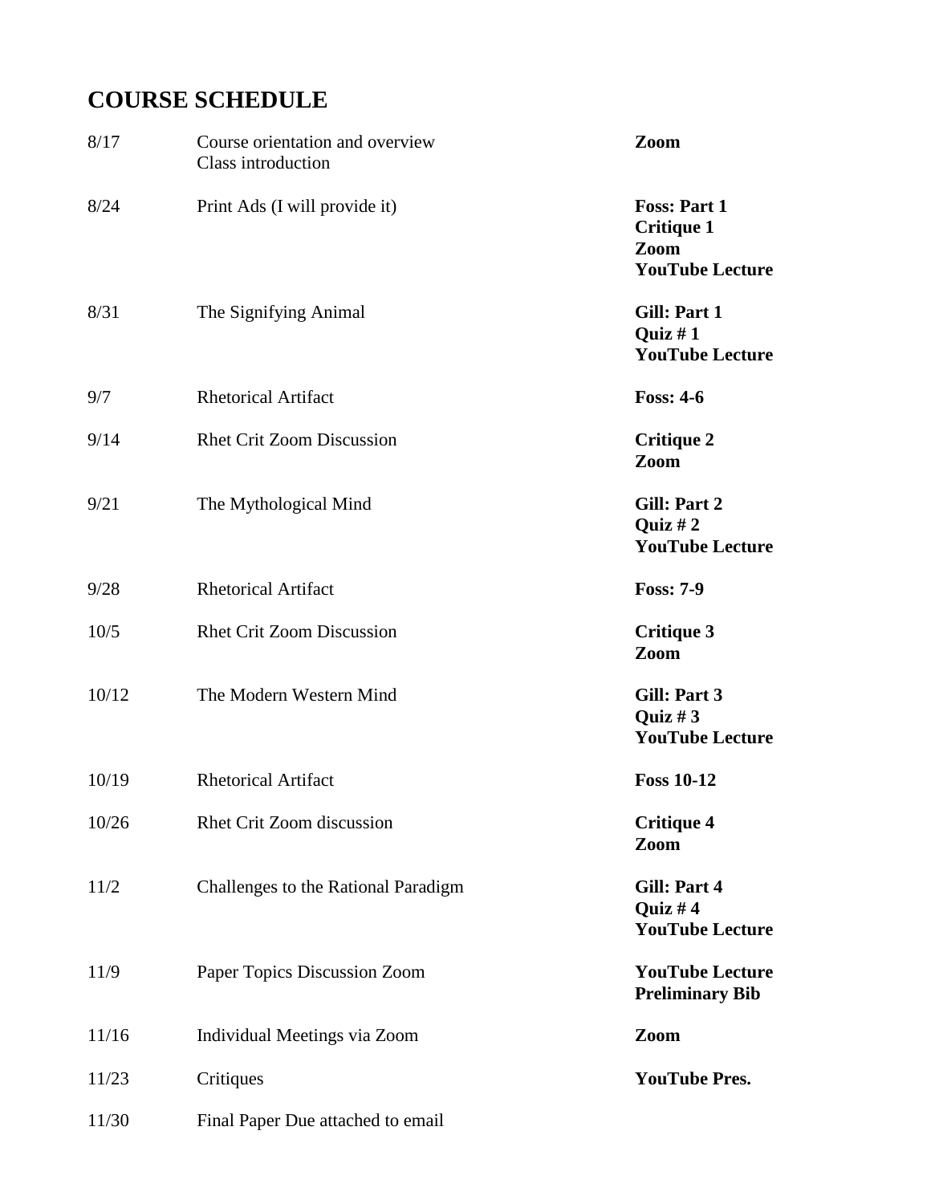# COURSE SCHEDULE

| | | |
|---|---|---|
| 8/17 | Course orientation and overview<br>Class introduction | **Zoom** |
| 8/24 | Print Ads (I will provide it) | **Foss: Part 1**<br>**Critique 1**<br>**Zoom**<br>**YouTube Lecture** |
| 8/31 | The Signifying Animal | **Gill: Part 1**<br>**Quiz # 1**<br>**YouTube Lecture** |
| 9/7 | Rhetorical Artifact | **Foss: 4-6** |
| 9/14 | Rhet Crit Zoom Discussion | **Critique 2**<br>**Zoom** |
| 9/21 | The Mythological Mind | **Gill: Part 2**<br>**Quiz # 2**<br>**YouTube Lecture** |
| 9/28 | Rhetorical Artifact | **Foss: 7-9** |
| 10/5 | Rhet Crit Zoom Discussion | **Critique 3**<br>**Zoom** |
| 10/12 | The Modern Western Mind | **Gill: Part 3**<br>**Quiz # 3**<br>**YouTube Lecture** |
| 10/19 | Rhetorical Artifact | **Foss 10-12** |
| 10/26 | Rhet Crit Zoom discussion | **Critique 4**<br>**Zoom** |
| 11/2 | Challenges to the Rational Paradigm | **Gill: Part 4**<br>**Quiz # 4**<br>**YouTube Lecture** |
| 11/9 | Paper Topics Discussion Zoom | **YouTube Lecture**<br>**Preliminary Bib** |
| 11/16 | Individual Meetings via Zoom | **Zoom** |
| 11/23 | Critiques | **YouTube Pres.** |
| 11/30 | Final Paper Due attached to email | |